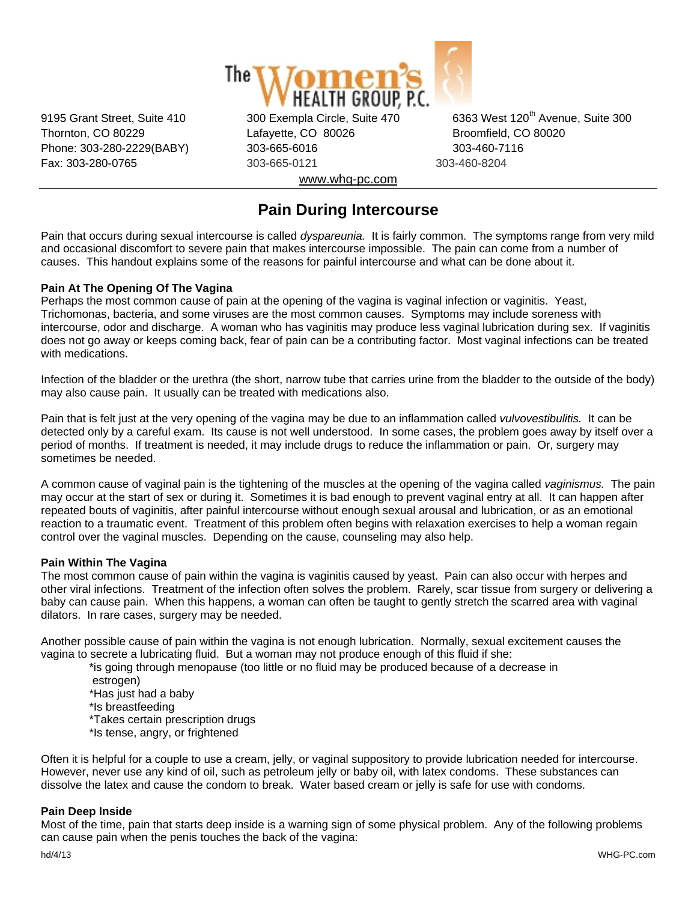The Women's Health Group, P.C.

9195 Grant Street, Suite 410
Thornton, CO 80229
Phone: 303-280-2229(BABY)
Fax: 303-280-0765

300 Exempla Circle, Suite 470
Lafayette, CO 80026
303-665-6016
303-665-0121

6363 West 120th Avenue, Suite 300
Broomfield, CO 80020
303-460-7116
303-460-8204

www.whg-pc.com

# Pain During Intercourse

Pain that occurs during sexual intercourse is called *dyspareunia.* It is fairly common. The symptoms range from very mild and occasional discomfort to severe pain that makes intercourse impossible. The pain can come from a number of causes. This handout explains some of the reasons for painful intercourse and what can be done about it.

**Pain At The Opening Of The Vagina**

Perhaps the most common cause of pain at the opening of the vagina is vaginal infection or vaginitis. Yeast, Trichomonas, bacteria, and some viruses are the most common causes. Symptoms may include soreness with intercourse, odor and discharge. A woman who has vaginitis may produce less vaginal lubrication during sex. If vaginitis does not go away or keeps coming back, fear of pain can be a contributing factor. Most vaginal infections can be treated with medications.

Infection of the bladder or the urethra (the short, narrow tube that carries urine from the bladder to the outside of the body) may also cause pain. It usually can be treated with medications also.

Pain that is felt just at the very opening of the vagina may be due to an inflammation called *vulvovestibulitis.* It can be detected only by a careful exam. Its cause is not well understood. In some cases, the problem goes away by itself over a period of months. If treatment is needed, it may include drugs to reduce the inflammation or pain. Or, surgery may sometimes be needed.

A common cause of vaginal pain is the tightening of the muscles at the opening of the vagina called *vaginismus.* The pain may occur at the start of sex or during it. Sometimes it is bad enough to prevent vaginal entry at all. It can happen after repeated bouts of vaginitis, after painful intercourse without enough sexual arousal and lubrication, or as an emotional reaction to a traumatic event. Treatment of this problem often begins with relaxation exercises to help a woman regain control over the vaginal muscles. Depending on the cause, counseling may also help.

**Pain Within The Vagina**

The most common cause of pain within the vagina is vaginitis caused by yeast. Pain can also occur with herpes and other viral infections. Treatment of the infection often solves the problem. Rarely, scar tissue from surgery or delivering a baby can cause pain. When this happens, a woman can often be taught to gently stretch the scarred area with vaginal dilators. In rare cases, surgery may be needed.

Another possible cause of pain within the vagina is not enough lubrication. Normally, sexual excitement causes the vagina to secrete a lubricating fluid. But a woman may not produce enough of this fluid if she:

- *is going through menopause (too little or no fluid may be produced because of a decrease in estrogen)
- *Has just had a baby
- *Is breastfeeding
- *Takes certain prescription drugs
- *Is tense, angry, or frightened

Often it is helpful for a couple to use a cream, jelly, or vaginal suppository to provide lubrication needed for intercourse. However, never use any kind of oil, such as petroleum jelly or baby oil, with latex condoms. These substances can dissolve the latex and cause the condom to break. Water based cream or jelly is safe for use with condoms.

**Pain Deep Inside**

Most of the time, pain that starts deep inside is a warning sign of some physical problem. Any of the following problems can cause pain when the penis touches the back of the vagina: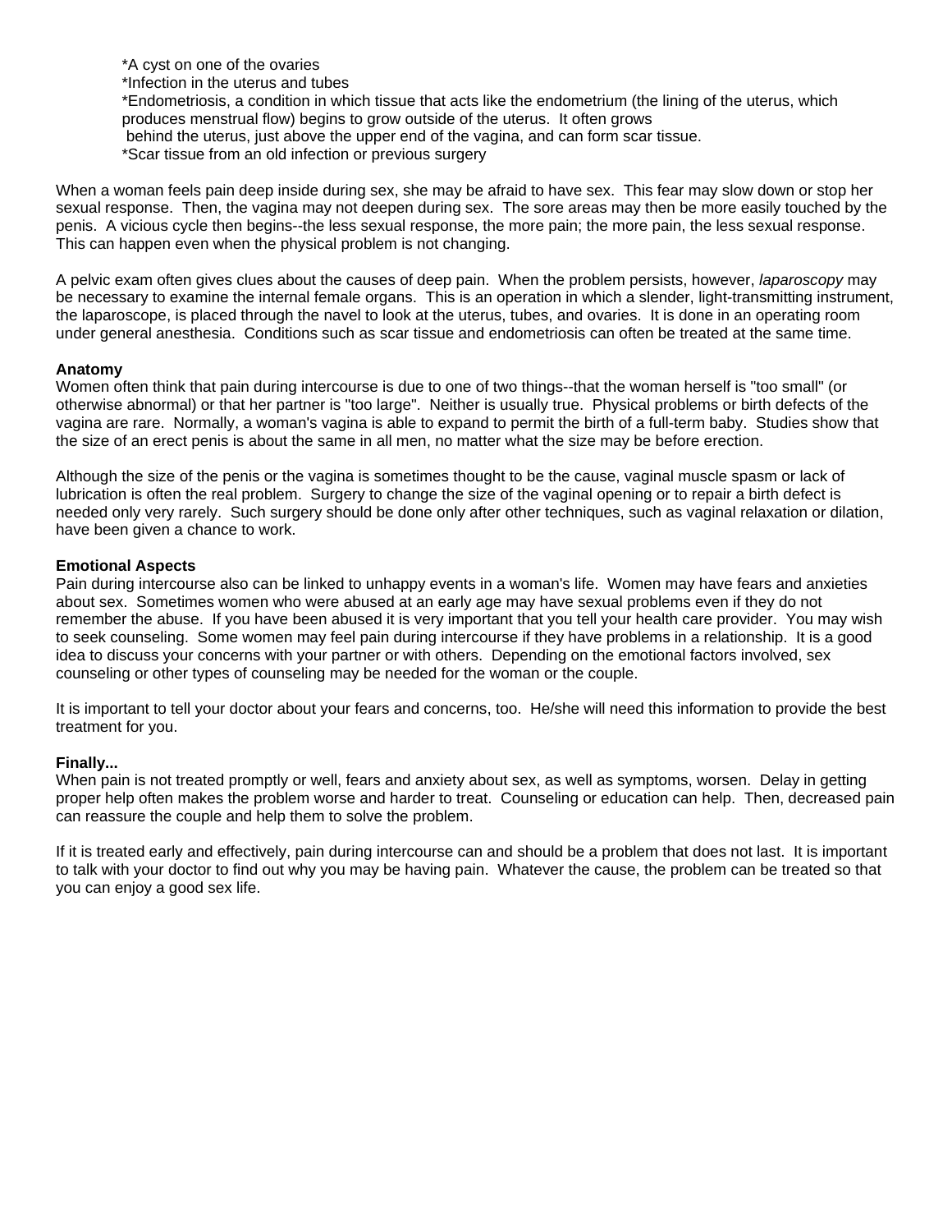*A cyst on one of the ovaries
*Infection in the uterus and tubes
*Endometriosis, a condition in which tissue that acts like the endometrium (the lining of the uterus, which produces menstrual flow) begins to grow outside of the uterus. It often grows behind the uterus, just above the upper end of the vagina, and can form scar tissue.
*Scar tissue from an old infection or previous surgery

When a woman feels pain deep inside during sex, she may be afraid to have sex. This fear may slow down or stop her sexual response. Then, the vagina may not deepen during sex. The sore areas may then be more easily touched by the penis. A vicious cycle then begins--the less sexual response, the more pain; the more pain, the less sexual response. This can happen even when the physical problem is not changing.

A pelvic exam often gives clues about the causes of deep pain. When the problem persists, however, *laparoscopy* may be necessary to examine the internal female organs. This is an operation in which a slender, light-transmitting instrument, the laparoscope, is placed through the navel to look at the uterus, tubes, and ovaries. It is done in an operating room under general anesthesia. Conditions such as scar tissue and endometriosis can often be treated at the same time.

**Anatomy**
Women often think that pain during intercourse is due to one of two things--that the woman herself is "too small" (or otherwise abnormal) or that her partner is "too large". Neither is usually true. Physical problems or birth defects of the vagina are rare. Normally, a woman's vagina is able to expand to permit the birth of a full-term baby. Studies show that the size of an erect penis is about the same in all men, no matter what the size may be before erection.

Although the size of the penis or the vagina is sometimes thought to be the cause, vaginal muscle spasm or lack of lubrication is often the real problem. Surgery to change the size of the vaginal opening or to repair a birth defect is needed only very rarely. Such surgery should be done only after other techniques, such as vaginal relaxation or dilation, have been given a chance to work.

**Emotional Aspects**
Pain during intercourse also can be linked to unhappy events in a woman's life. Women may have fears and anxieties about sex. Sometimes women who were abused at an early age may have sexual problems even if they do not remember the abuse. If you have been abused it is very important that you tell your health care provider. You may wish to seek counseling. Some women may feel pain during intercourse if they have problems in a relationship. It is a good idea to discuss your concerns with your partner or with others. Depending on the emotional factors involved, sex counseling or other types of counseling may be needed for the woman or the couple.

It is important to tell your doctor about your fears and concerns, too. He/she will need this information to provide the best treatment for you.

**Finally...**
When pain is not treated promptly or well, fears and anxiety about sex, as well as symptoms, worsen. Delay in getting proper help often makes the problem worse and harder to treat. Counseling or education can help. Then, decreased pain can reassure the couple and help them to solve the problem.

If it is treated early and effectively, pain during intercourse can and should be a problem that does not last. It is important to talk with your doctor to find out why you may be having pain. Whatever the cause, the problem can be treated so that you can enjoy a good sex life.